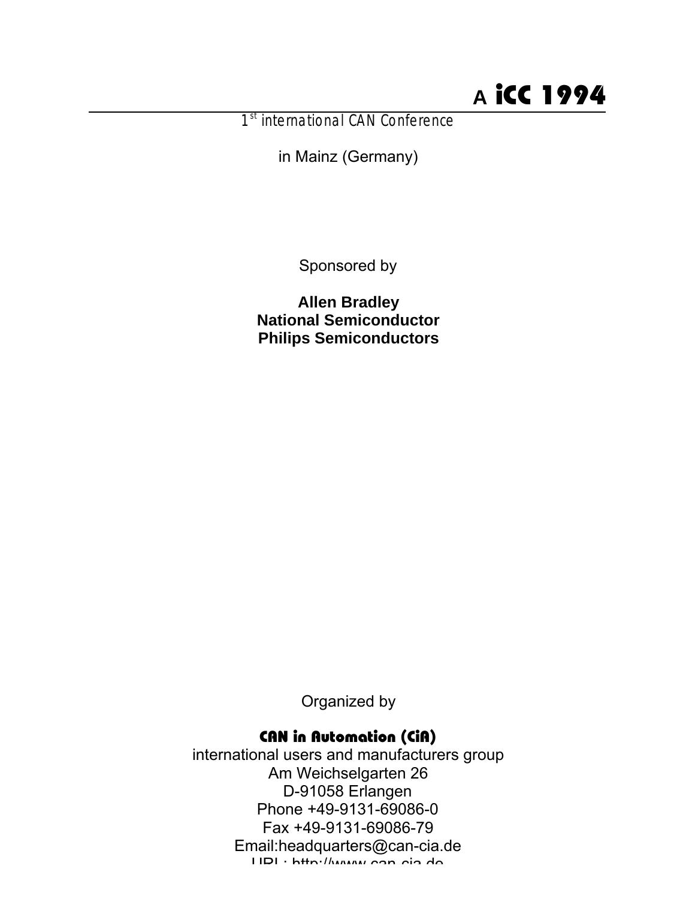# A iCC 1994

*1st international CAN Conference*

in Mainz (Germany)

Sponsored by

**Allen Bradley**
**National Semiconductor**
**Philips Semiconductors**

Organized by

**CAN in Automation (CiA)**

international users and manufacturers group
Am Weichselgarten 26
D-91058 Erlangen
Phone +49-9131-69086-0
Fax +49-9131-69086-79
Email:headquarters@can-cia.de
URL: http://www.can-cia.de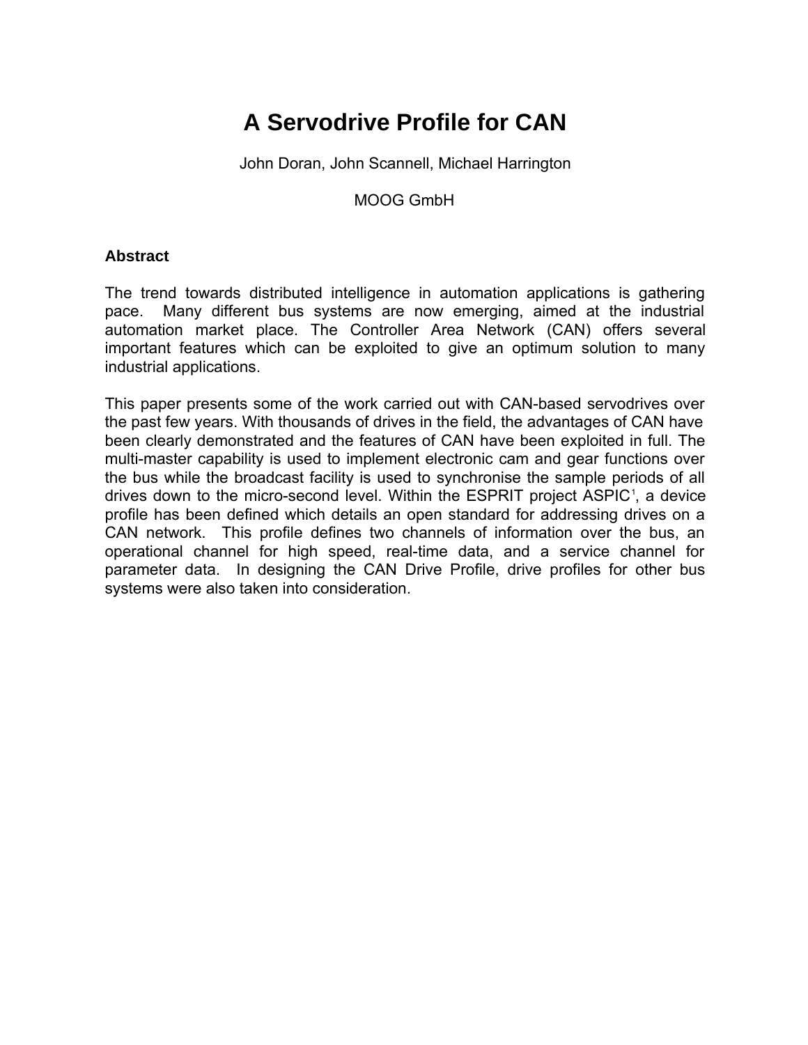# A Servodrive Profile for CAN

John Doran, John Scannell, Michael Harrington

MOOG GmbH

### Abstract

The trend towards distributed intelligence in automation applications is gathering pace. Many different bus systems are now emerging, aimed at the industrial automation market place. The Controller Area Network (CAN) offers several important features which can be exploited to give an optimum solution to many industrial applications.

This paper presents some of the work carried out with CAN-based servodrives over the past few years. With thousands of drives in the field, the advantages of CAN have been clearly demonstrated and the features of CAN have been exploited in full. The multi-master capability is used to implement electronic cam and gear functions over the bus while the broadcast facility is used to synchronise the sample periods of all drives down to the micro-second level. Within the ESPRIT project ASPIC[1], a device profile has been defined which details an open standard for addressing drives on a CAN network. This profile defines two channels of information over the bus, an operational channel for high speed, real-time data, and a service channel for parameter data. In designing the CAN Drive Profile, drive profiles for other bus systems were also taken into consideration.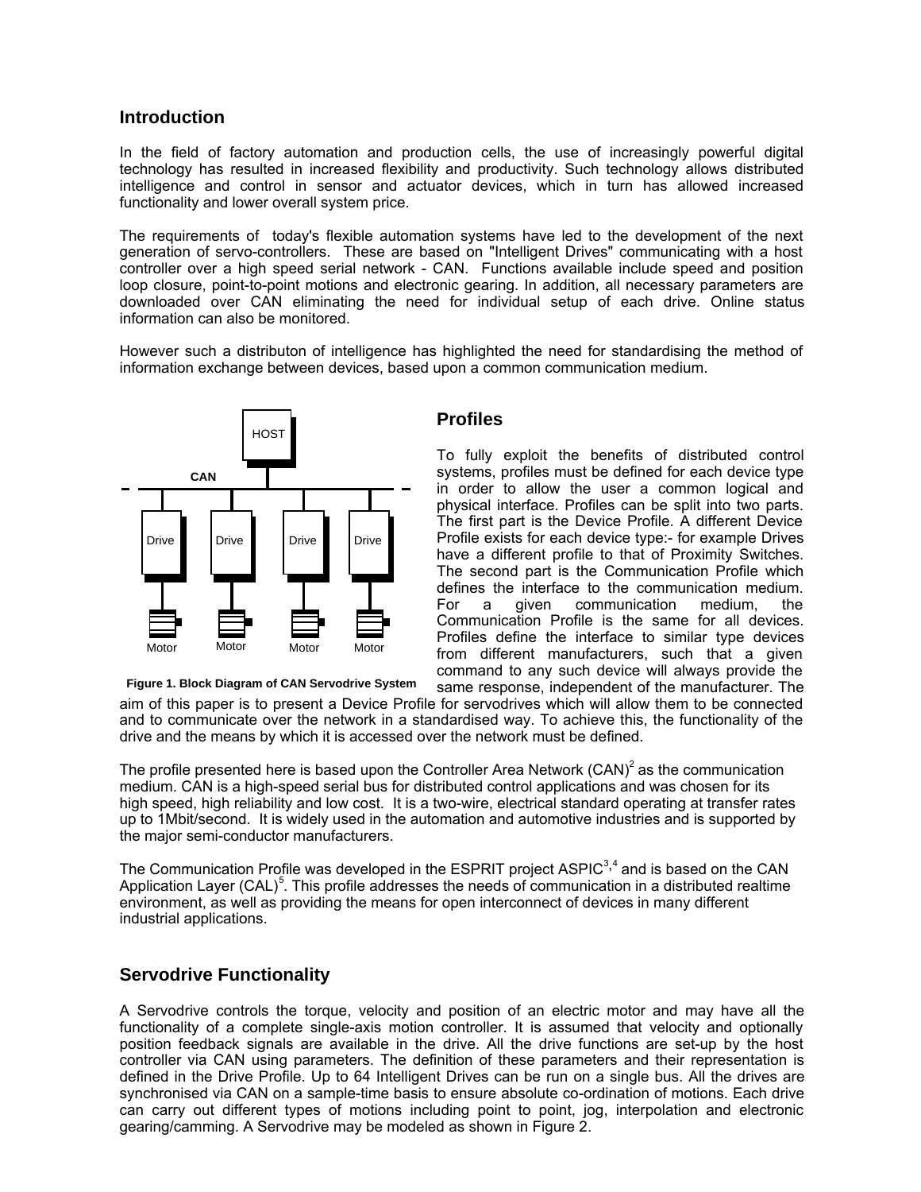## Introduction

In the field of factory automation and production cells, the use of increasingly powerful digital technology has resulted in increased flexibility and productivity. Such technology allows distributed intelligence and control in sensor and actuator devices, which in turn has allowed increased functionality and lower overall system price.

The requirements of today's flexible automation systems have led to the development of the next generation of servo-controllers. These are based on "Intelligent Drives" communicating with a host controller over a high speed serial network - CAN. Functions available include speed and position loop closure, point-to-point motions and electronic gearing. In addition, all necessary parameters are downloaded over CAN eliminating the need for individual setup of each drive. Online status information can also be monitored.

However such a distributon of intelligence has highlighted the need for standardising the method of information exchange between devices, based upon a common communication medium.

HOST

CAN

Drive Drive Drive Drive

Motor Motor Motor Motor

**Figure 1. Block Diagram of CAN Servodrive System**

## Profiles

To fully exploit the benefits of distributed control systems, profiles must be defined for each device type in order to allow the user a common logical and physical interface. Profiles can be split into two parts. The first part is the Device Profile. A different Device Profile exists for each device type:- for example Drives have a different profile to that of Proximity Switches. The second part is the Communication Profile which defines the interface to the communication medium. For a given communication medium, the Communication Profile is the same for all devices. Profiles define the interface to similar type devices from different manufacturers, such that a given command to any such device will always provide the same response, independent of the manufacturer. The aim of this paper is to present a Device Profile for servodrives which will allow them to be connected and to communicate over the network in a standardised way. To achieve this, the functionality of the drive and the means by which it is accessed over the network must be defined.

The profile presented here is based upon the Controller Area Network (CAN)[2] as the communication medium. CAN is a high-speed serial bus for distributed control applications and was chosen for its high speed, high reliability and low cost. It is a two-wire, electrical standard operating at transfer rates up to 1Mbit/second. It is widely used in the automation and automotive industries and is supported by the major semi-conductor manufacturers.

The Communication Profile was developed in the ESPRIT project ASPIC[3,4] and is based on the CAN Application Layer (CAL)[5]. This profile addresses the needs of communication in a distributed realtime environment, as well as providing the means for open interconnect of devices in many different industrial applications.

## Servodrive Functionality

A Servodrive controls the torque, velocity and position of an electric motor and may have all the functionality of a complete single-axis motion controller. It is assumed that velocity and optionally position feedback signals are available in the drive. All the drive functions are set-up by the host controller via CAN using parameters. The definition of these parameters and their representation is defined in the Drive Profile. Up to 64 Intelligent Drives can be run on a single bus. All the drives are synchronised via CAN on a sample-time basis to ensure absolute co-ordination of motions. Each drive can carry out different types of motions including point to point, jog, interpolation and electronic gearing/camming. A Servodrive may be modeled as shown in Figure 2.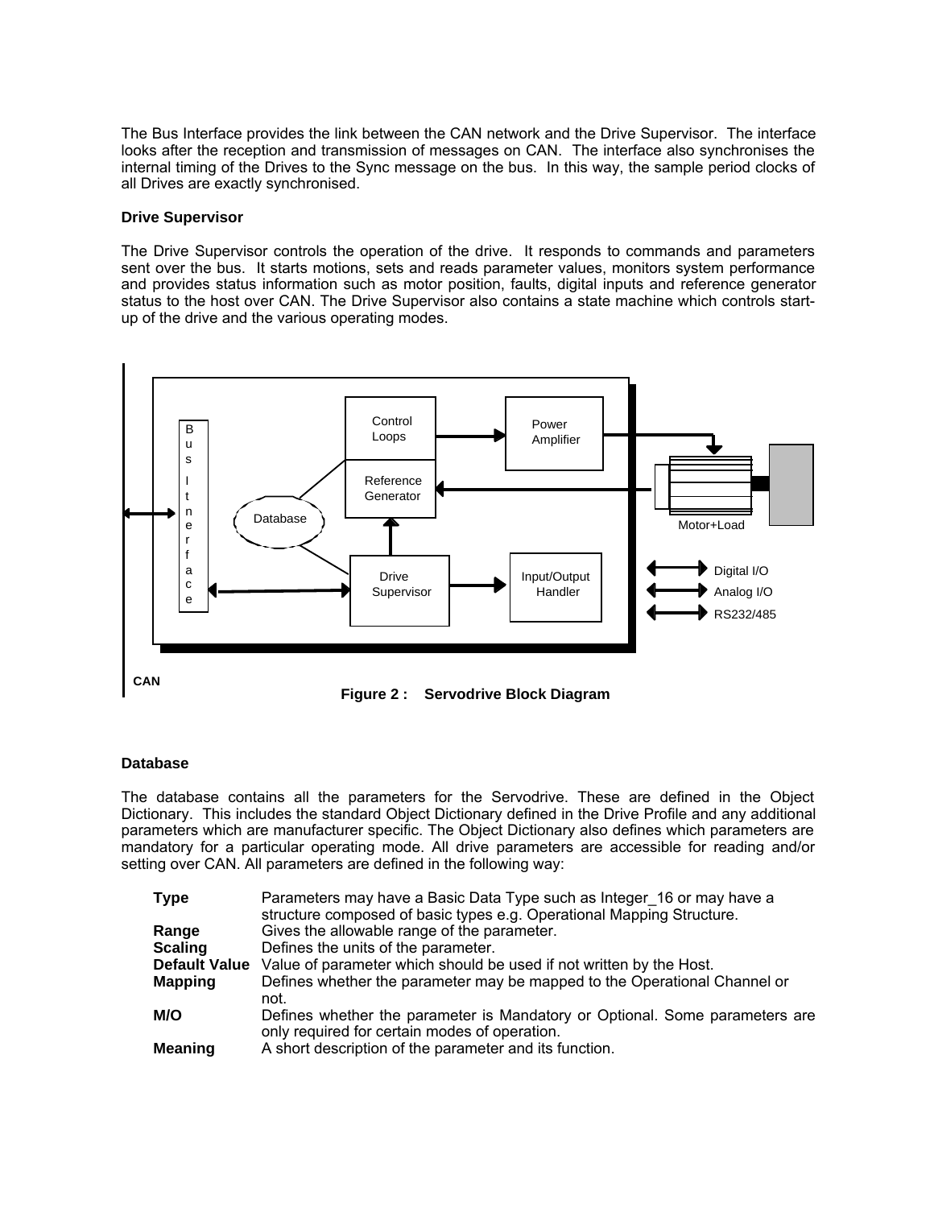The Bus Interface provides the link between the CAN network and the Drive Supervisor. The interface looks after the reception and transmission of messages on CAN. The interface also synchronises the internal timing of the Drives to the Sync message on the bus. In this way, the sample period clocks of all Drives are exactly synchronised.

**Drive Supervisor**

The Drive Supervisor controls the operation of the drive. It responds to commands and parameters sent over the bus. It starts motions, sets and reads parameter values, monitors system performance and provides status information such as motor position, faults, digital inputs and reference generator status to the host over CAN. The Drive Supervisor also contains a state machine which controls start-up of the drive and the various operating modes.

**Figure 2 : Servodrive Block Diagram**

**Database**

The database contains all the parameters for the Servodrive. These are defined in the Object Dictionary. This includes the standard Object Dictionary defined in the Drive Profile and any additional parameters which are manufacturer specific. The Object Dictionary also defines which parameters are mandatory for a particular operating mode. All drive parameters are accessible for reading and/or setting over CAN. All parameters are defined in the following way:

| | |
|---|---|
| **Type** | Parameters may have a Basic Data Type such as Integer_16 or may have a structure composed of basic types e.g. Operational Mapping Structure. |
| **Range** | Gives the allowable range of the parameter. |
| **Scaling** | Defines the units of the parameter. |
| **Default Value** | Value of parameter which should be used if not written by the Host. |
| **Mapping** | Defines whether the parameter may be mapped to the Operational Channel or not. |
| **M/O** | Defines whether the parameter is Mandatory or Optional. Some parameters are only required for certain modes of operation. |
| **Meaning** | A short description of the parameter and its function. |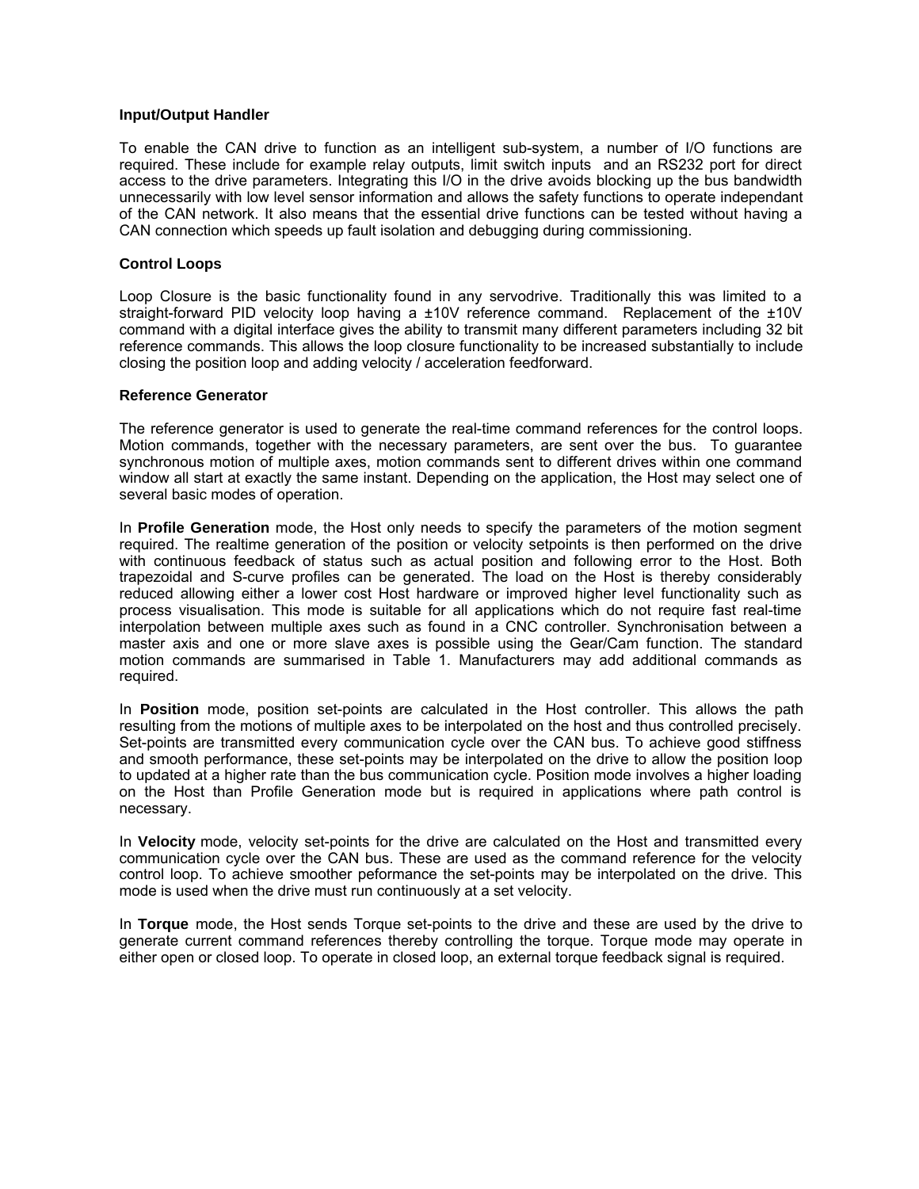### Input/Output Handler

To enable the CAN drive to function as an intelligent sub-system, a number of I/O functions are required. These include for example relay outputs, limit switch inputs and an RS232 port for direct access to the drive parameters. Integrating this I/O in the drive avoids blocking up the bus bandwidth unnecessarily with low level sensor information and allows the safety functions to operate independant of the CAN network. It also means that the essential drive functions can be tested without having a CAN connection which speeds up fault isolation and debugging during commissioning.

### Control Loops

Loop Closure is the basic functionality found in any servodrive. Traditionally this was limited to a straight-forward PID velocity loop having a ±10V reference command. Replacement of the ±10V command with a digital interface gives the ability to transmit many different parameters including 32 bit reference commands. This allows the loop closure functionality to be increased substantially to include closing the position loop and adding velocity / acceleration feedforward.

### Reference Generator

The reference generator is used to generate the real-time command references for the control loops. Motion commands, together with the necessary parameters, are sent over the bus. To guarantee synchronous motion of multiple axes, motion commands sent to different drives within one command window all start at exactly the same instant. Depending on the application, the Host may select one of several basic modes of operation.

In **Profile Generation** mode, the Host only needs to specify the parameters of the motion segment required. The realtime generation of the position or velocity setpoints is then performed on the drive with continuous feedback of status such as actual position and following error to the Host. Both trapezoidal and S-curve profiles can be generated. The load on the Host is thereby considerably reduced allowing either a lower cost Host hardware or improved higher level functionality such as process visualisation. This mode is suitable for all applications which do not require fast real-time interpolation between multiple axes such as found in a CNC controller. Synchronisation between a master axis and one or more slave axes is possible using the Gear/Cam function. The standard motion commands are summarised in Table 1. Manufacturers may add additional commands as required.

In **Position** mode, position set-points are calculated in the Host controller. This allows the path resulting from the motions of multiple axes to be interpolated on the host and thus controlled precisely. Set-points are transmitted every communication cycle over the CAN bus. To achieve good stiffness and smooth performance, these set-points may be interpolated on the drive to allow the position loop to updated at a higher rate than the bus communication cycle. Position mode involves a higher loading on the Host than Profile Generation mode but is required in applications where path control is necessary.

In **Velocity** mode, velocity set-points for the drive are calculated on the Host and transmitted every communication cycle over the CAN bus. These are used as the command reference for the velocity control loop. To achieve smoother peformance the set-points may be interpolated on the drive. This mode is used when the drive must run continuously at a set velocity.

In **Torque** mode, the Host sends Torque set-points to the drive and these are used by the drive to generate current command references thereby controlling the torque. Torque mode may operate in either open or closed loop. To operate in closed loop, an external torque feedback signal is required.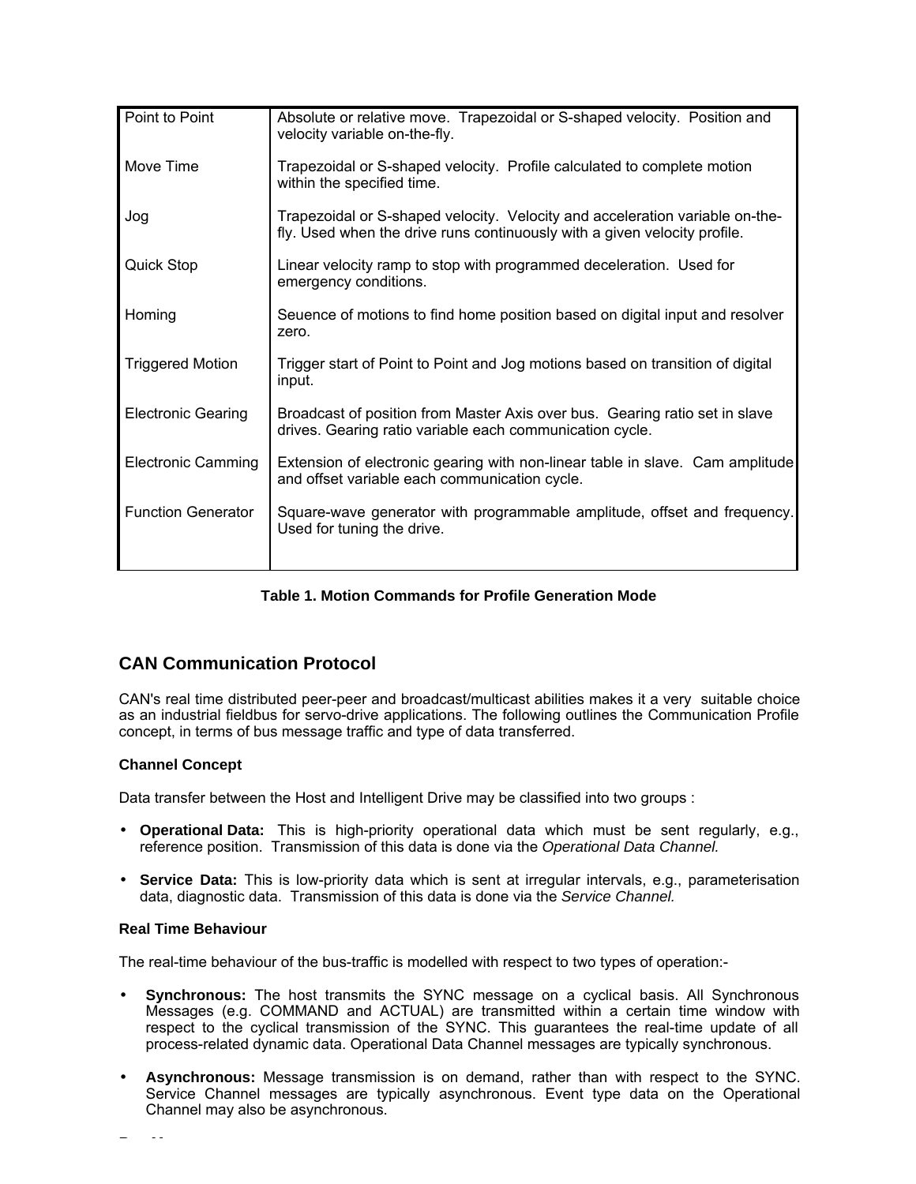| | |
|---|---|
| Point to Point | Absolute or relative move. Trapezoidal or S-shaped velocity. Position and velocity variable on-the-fly. |
| Move Time | Trapezoidal or S-shaped velocity. Profile calculated to complete motion within the specified time. |
| Jog | Trapezoidal or S-shaped velocity. Velocity and acceleration variable on-the-fly. Used when the drive runs continuously with a given velocity profile. |
| Quick Stop | Linear velocity ramp to stop with programmed deceleration. Used for emergency conditions. |
| Homing | Seuence of motions to find home position based on digital input and resolver zero. |
| Triggered Motion | Trigger start of Point to Point and Jog motions based on transition of digital input. |
| Electronic Gearing | Broadcast of position from Master Axis over bus. Gearing ratio set in slave drives. Gearing ratio variable each communication cycle. |
| Electronic Camming | Extension of electronic gearing with non-linear table in slave. Cam amplitude and offset variable each communication cycle. |
| Function Generator | Square-wave generator with programmable amplitude, offset and frequency. Used for tuning the drive. |

**Table 1. Motion Commands for Profile Generation Mode**

## CAN Communication Protocol

CAN's real time distributed peer-peer and broadcast/multicast abilities makes it a very suitable choice as an industrial fieldbus for servo-drive applications. The following outlines the Communication Profile concept, in terms of bus message traffic and type of data transferred.

### Channel Concept

Data transfer between the Host and Intelligent Drive may be classified into two groups :

- **Operational Data:** This is high-priority operational data which must be sent regularly, e.g., reference position. Transmission of this data is done via the *Operational Data Channel.*
- **Service Data:** This is low-priority data which is sent at irregular intervals, e.g., parameterisation data, diagnostic data. Transmission of this data is done via the *Service Channel.*

### Real Time Behaviour

The real-time behaviour of the bus-traffic is modelled with respect to two types of operation:-

- **Synchronous:** The host transmits the SYNC message on a cyclical basis. All Synchronous Messages (e.g. COMMAND and ACTUAL) are transmitted within a certain time window with respect to the cyclical transmission of the SYNC. This guarantees the real-time update of all process-related dynamic data. Operational Data Channel messages are typically synchronous.
- **Asynchronous:** Message transmission is on demand, rather than with respect to the SYNC. Service Channel messages are typically asynchronous. Event type data on the Operational Channel may also be asynchronous.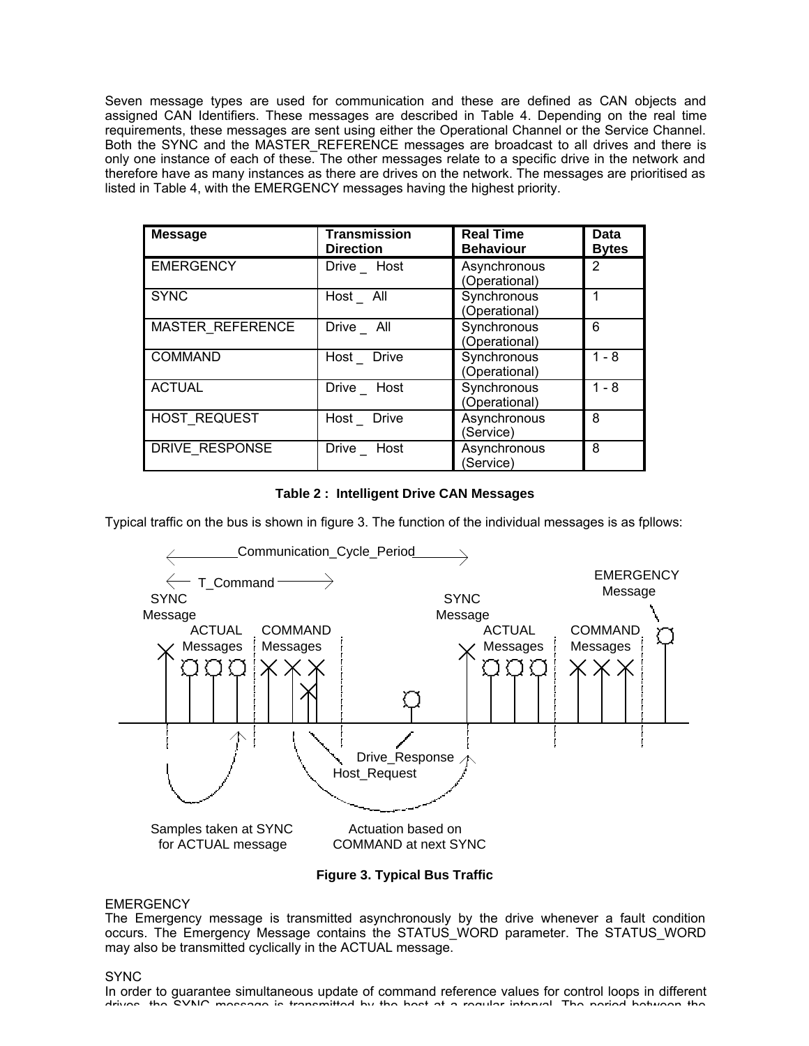Seven message types are used for communication and these are defined as CAN objects and assigned CAN Identifiers. These messages are described in Table 4. Depending on the real time requirements, these messages are sent using either the Operational Channel or the Service Channel. Both the SYNC and the MASTER_REFERENCE messages are broadcast to all drives and there is only one instance of each of these. The other messages relate to a specific drive in the network and therefore have as many instances as there are drives on the network. The messages are prioritised as listed in Table 4, with the EMERGENCY messages having the highest priority.

| Message | Transmission Direction | Real Time Behaviour | Data Bytes |
|---|---|---|---|
| EMERGENCY | Drive _ Host | Asynchronous (Operational) | 2 |
| SYNC | Host _ All | Synchronous (Operational) | 1 |
| MASTER_REFERENCE | Drive _ All | Synchronous (Operational) | 6 |
| COMMAND | Host _ Drive | Synchronous (Operational) | 1 - 8 |
| ACTUAL | Drive _ Host | Synchronous (Operational) | 1 - 8 |
| HOST_REQUEST | Host _ Drive | Asynchronous (Service) | 8 |
| DRIVE_RESPONSE | Drive _ Host | Asynchronous (Service) | 8 |

**Table 2 : Intelligent Drive CAN Messages**

Typical traffic on the bus is shown in figure 3. The function of the individual messages is as fpllows:

**Figure 3. Typical Bus Traffic**

EMERGENCY
The Emergency message is transmitted asynchronously by the drive whenever a fault condition occurs. The Emergency Message contains the STATUS_WORD parameter. The STATUS_WORD may also be transmitted cyclically in the ACTUAL message.

SYNC
In order to guarantee simultaneous update of command reference values for control loops in different drives, the SYNC message is transmitted by the host at a regular interval. The period between the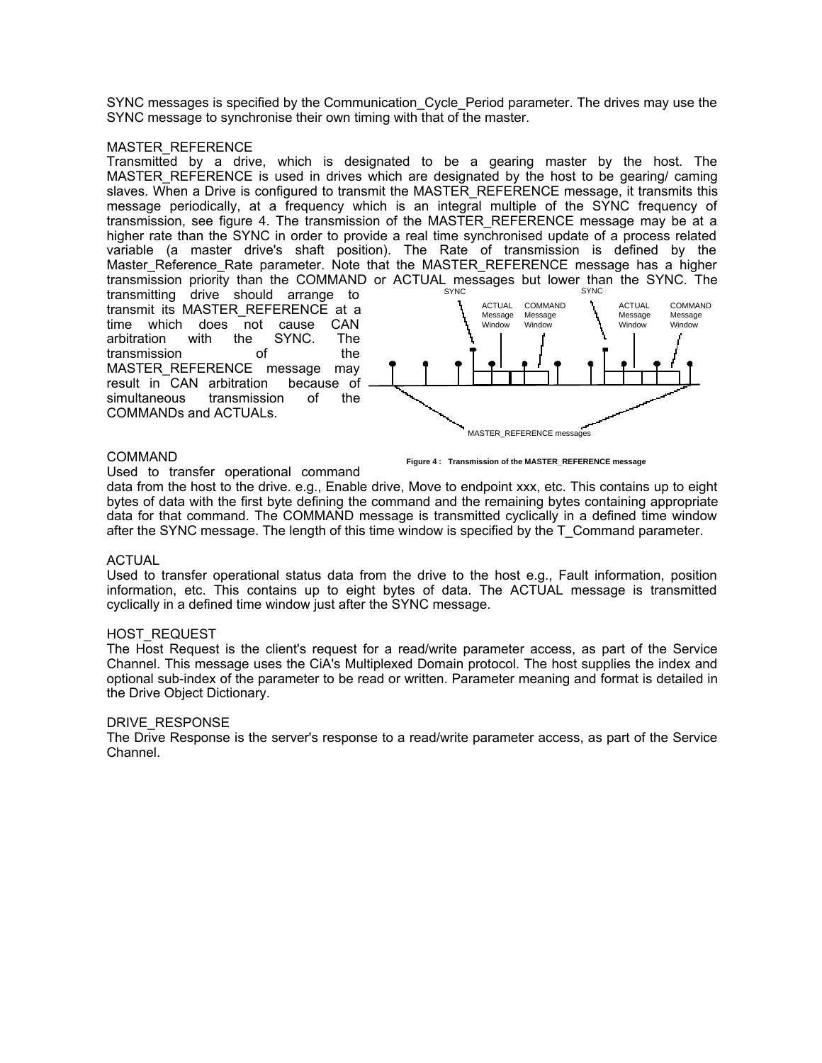SYNC messages is specified by the Communication_Cycle_Period parameter. The drives may use the SYNC message to synchronise their own timing with that of the master.

MASTER_REFERENCE

Transmitted by a drive, which is designated to be a gearing master by the host. The MASTER_REFERENCE is used in drives which are designated by the host to be gearing/ caming slaves. When a Drive is configured to transmit the MASTER_REFERENCE message, it transmits this message periodically, at a frequency which is an integral multiple of the SYNC frequency of transmission, see figure 4. The transmission of the MASTER_REFERENCE message may be at a higher rate than the SYNC in order to provide a real time synchronised update of a process related variable (a master drive's shaft position). The Rate of transmission is defined by the Master_Reference_Rate parameter. Note that the MASTER_REFERENCE message has a higher transmission priority than the COMMAND or ACTUAL messages but lower than the SYNC. The transmitting drive should arrange to transmit its MASTER_REFERENCE at a time which does not cause CAN arbitration with the SYNC. The transmission of the MASTER_REFERENCE message may result in CAN arbitration because of simultaneous transmission of the COMMANDs and ACTUALs.

Figure 4 : Transmission of the MASTER_REFERENCE message

COMMAND

Used to transfer operational command data from the host to the drive. e.g., Enable drive, Move to endpoint xxx, etc. This contains up to eight bytes of data with the first byte defining the command and the remaining bytes containing appropriate data for that command. The COMMAND message is transmitted cyclically in a defined time window after the SYNC message. The length of this time window is specified by the T_Command parameter.

ACTUAL

Used to transfer operational status data from the drive to the host e.g., Fault information, position information, etc. This contains up to eight bytes of data. The ACTUAL message is transmitted cyclically in a defined time window just after the SYNC message.

HOST_REQUEST

The Host Request is the client's request for a read/write parameter access, as part of the Service Channel. This message uses the CiA's Multiplexed Domain protocol. The host supplies the index and optional sub-index of the parameter to be read or written. Parameter meaning and format is detailed in the Drive Object Dictionary.

DRIVE_RESPONSE

The Drive Response is the server's response to a read/write parameter access, as part of the Service Channel.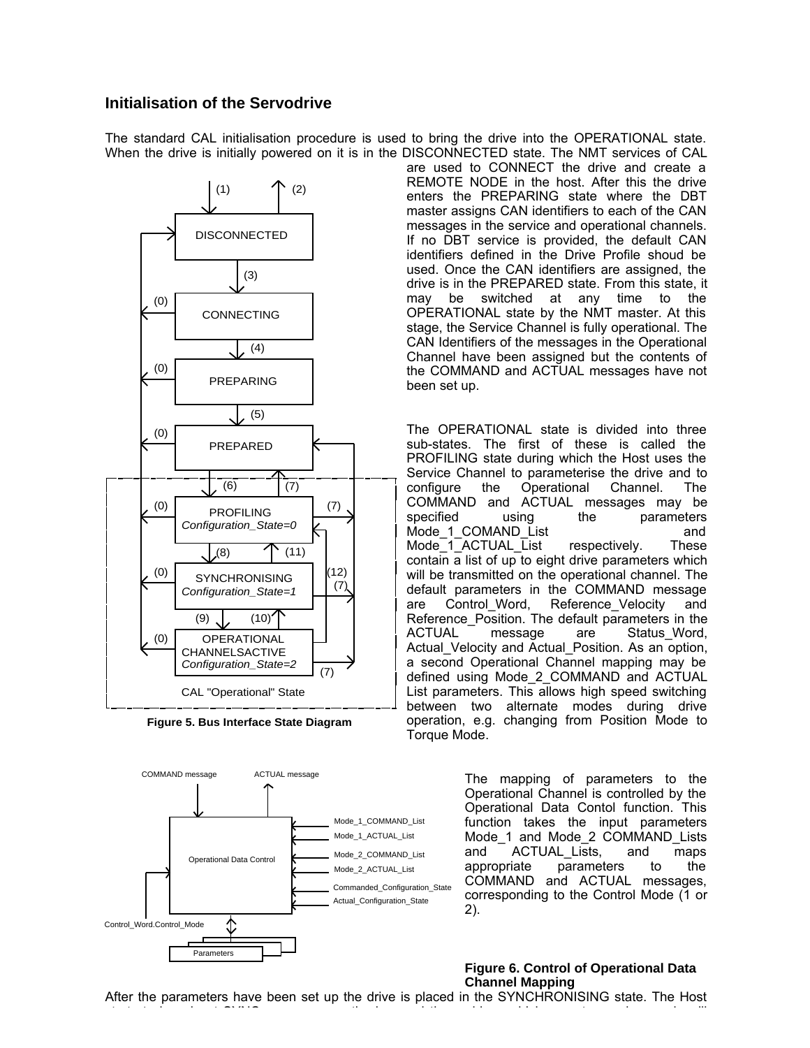## Initialisation of the Servodrive

The standard CAL initialisation procedure is used to bring the drive into the OPERATIONAL state. When the drive is initially powered on it is in the DISCONNECTED state. The NMT services of CAL are used to CONNECT the drive and create a REMOTE NODE in the host. After this the drive enters the PREPARING state where the DBT master assigns CAN identifiers to each of the CAN messages in the service and operational channels. If no DBT service is provided, the default CAN identifiers defined in the Drive Profile shoud be used. Once the CAN identifiers are assigned, the drive is in the PREPARED state. From this state, it may be switched at any time to the OPERATIONAL state by the NMT master. At this stage, the Service Channel is fully operational. The CAN Identifiers of the messages in the Operational Channel have been assigned but the contents of the COMMAND and ACTUAL messages have not been set up.

**Figure 5. Bus Interface State Diagram**

The OPERATIONAL state is divided into three sub-states. The first of these is called the PROFILING state during which the Host uses the Service Channel to parameterise the drive and to configure the Operational Channel. The COMMAND and ACTUAL messages may be specified using the parameters Mode_1_COMAND_List and Mode_1_ACTUAL_List respectively. These contain a list of up to eight drive parameters which will be transmitted on the operational channel. The default parameters in the COMMAND message are Control_Word, Reference_Velocity and Reference_Position. The default parameters in the ACTUAL message are Status_Word, Actual_Velocity and Actual_Position. As an option, a second Operational Channel mapping may be defined using Mode_2_COMMAND and ACTUAL List parameters. This allows high speed switching between two alternate modes during drive operation, e.g. changing from Position Mode to Torque Mode.

The mapping of parameters to the Operational Channel is controlled by the Operational Data Contol function. This function takes the input parameters Mode_1 and Mode_2 COMMAND_Lists and ACTUAL_Lists, and maps appropriate parameters to the COMMAND and ACTUAL messages, corresponding to the Control Mode (1 or 2).

**Figure 6. Control of Operational Data Channel Mapping**

After the parameters have been set up the drive is placed in the SYNCHRONISING state. The Host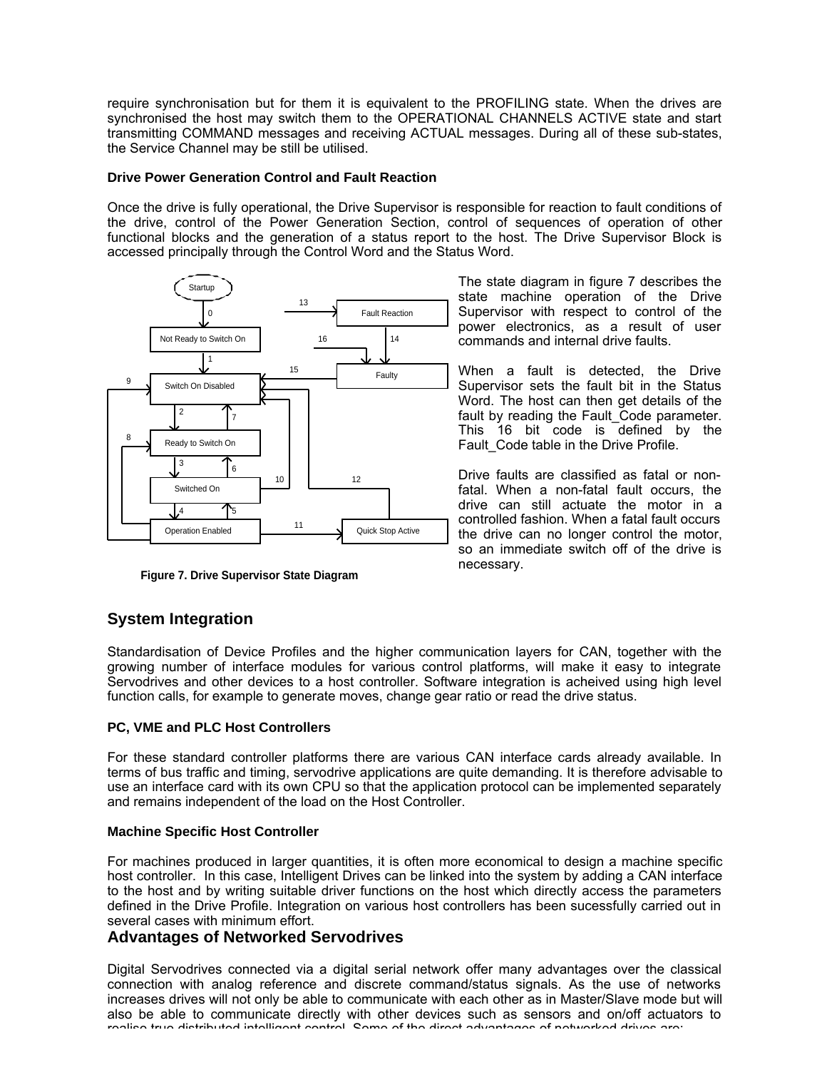require synchronisation but for them it is equivalent to the PROFILING state. When the drives are synchronised the host may switch them to the OPERATIONAL CHANNELS ACTIVE state and start transmitting COMMAND messages and receiving ACTUAL messages. During all of these sub-states, the Service Channel may be still be utilised.

#### Drive Power Generation Control and Fault Reaction

Once the drive is fully operational, the Drive Supervisor is responsible for reaction to fault conditions of the drive, control of the Power Generation Section, control of sequences of operation of other functional blocks and the generation of a status report to the host. The Drive Supervisor Block is accessed principally through the Control Word and the Status Word.

**Figure 7. Drive Supervisor State Diagram**

The state diagram in figure 7 describes the state machine operation of the Drive Supervisor with respect to control of the power electronics, as a result of user commands and internal drive faults.

When a fault is detected, the Drive Supervisor sets the fault bit in the Status Word. The host can then get details of the fault by reading the Fault_Code parameter. This 16 bit code is defined by the Fault_Code table in the Drive Profile.

Drive faults are classified as fatal or non-fatal. When a non-fatal fault occurs, the drive can still actuate the motor in a controlled fashion. When a fatal fault occurs the drive can no longer control the motor, so an immediate switch off of the drive is necessary.

## System Integration

Standardisation of Device Profiles and the higher communication layers for CAN, together with the growing number of interface modules for various control platforms, will make it easy to integrate Servodrives and other devices to a host controller. Software integration is acheived using high level function calls, for example to generate moves, change gear ratio or read the drive status.

#### PC, VME and PLC Host Controllers

For these standard controller platforms there are various CAN interface cards already available. In terms of bus traffic and timing, servodrive applications are quite demanding. It is therefore advisable to use an interface card with its own CPU so that the application protocol can be implemented separately and remains independent of the load on the Host Controller.

#### Machine Specific Host Controller

For machines produced in larger quantities, it is often more economical to design a machine specific host controller. In this case, Intelligent Drives can be linked into the system by adding a CAN interface to the host and by writing suitable driver functions on the host which directly access the parameters defined in the Drive Profile. Integration on various host controllers has been sucessfully carried out in several cases with minimum effort.

## Advantages of Networked Servodrives

Digital Servodrives connected via a digital serial network offer many advantages over the classical connection with analog reference and discrete command/status signals. As the use of networks increases drives will not only be able to communicate with each other as in Master/Slave mode but will also be able to communicate directly with other devices such as sensors and on/off actuators to realise true distributed intelligent control. Some of the direct advantages of networked drives are: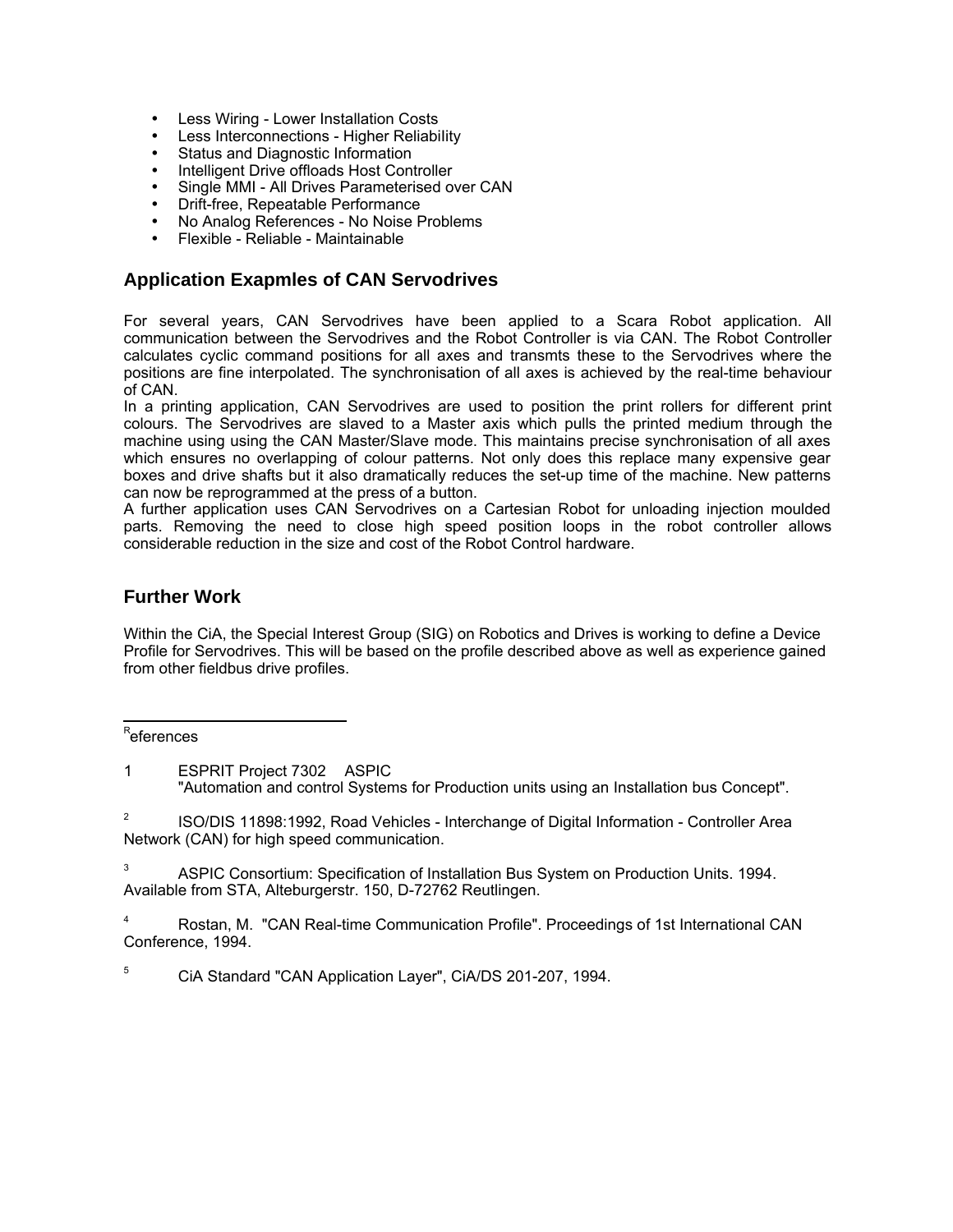- Less Wiring - Lower Installation Costs
- Less Interconnections - Higher Reliability
- Status and Diagnostic Information
- Intelligent Drive offloads Host Controller
- Single MMI - All Drives Parameterised over CAN
- Drift-free, Repeatable Performance
- No Analog References - No Noise Problems
- Flexible - Reliable - Maintainable

## Application Exapmles of CAN Servodrives

For several years, CAN Servodrives have been applied to a Scara Robot application. All communication between the Servodrives and the Robot Controller is via CAN. The Robot Controller calculates cyclic command positions for all axes and transmts these to the Servodrives where the positions are fine interpolated. The synchronisation of all axes is achieved by the real-time behaviour of CAN.

In a printing application, CAN Servodrives are used to position the print rollers for different print colours. The Servodrives are slaved to a Master axis which pulls the printed medium through the machine using using the CAN Master/Slave mode. This maintains precise synchronisation of all axes which ensures no overlapping of colour patterns. Not only does this replace many expensive gear boxes and drive shafts but it also dramatically reduces the set-up time of the machine. New patterns can now be reprogrammed at the press of a button.

A further application uses CAN Servodrives on a Cartesian Robot for unloading injection moulded parts. Removing the need to close high speed position loops in the robot controller allows considerable reduction in the size and cost of the Robot Control hardware.

## Further Work

Within the CiA, the Special Interest Group (SIG) on Robotics and Drives is working to define a Device Profile for Servodrives. This will be based on the profile described above as well as experience gained from other fieldbus drive profiles.

---

References

1 ESPRIT Project 7302 ASPIC
"Automation and control Systems for Production units using an Installation bus Concept".

2 ISO/DIS 11898:1992, Road Vehicles - Interchange of Digital Information - Controller Area Network (CAN) for high speed communication.

3 ASPIC Consortium: Specification of Installation Bus System on Production Units. 1994. Available from STA, Alteburgerstr. 150, D-72762 Reutlingen.

4 Rostan, M. "CAN Real-time Communication Profile". Proceedings of 1st International CAN Conference, 1994.

5 CiA Standard "CAN Application Layer", CiA/DS 201-207, 1994.